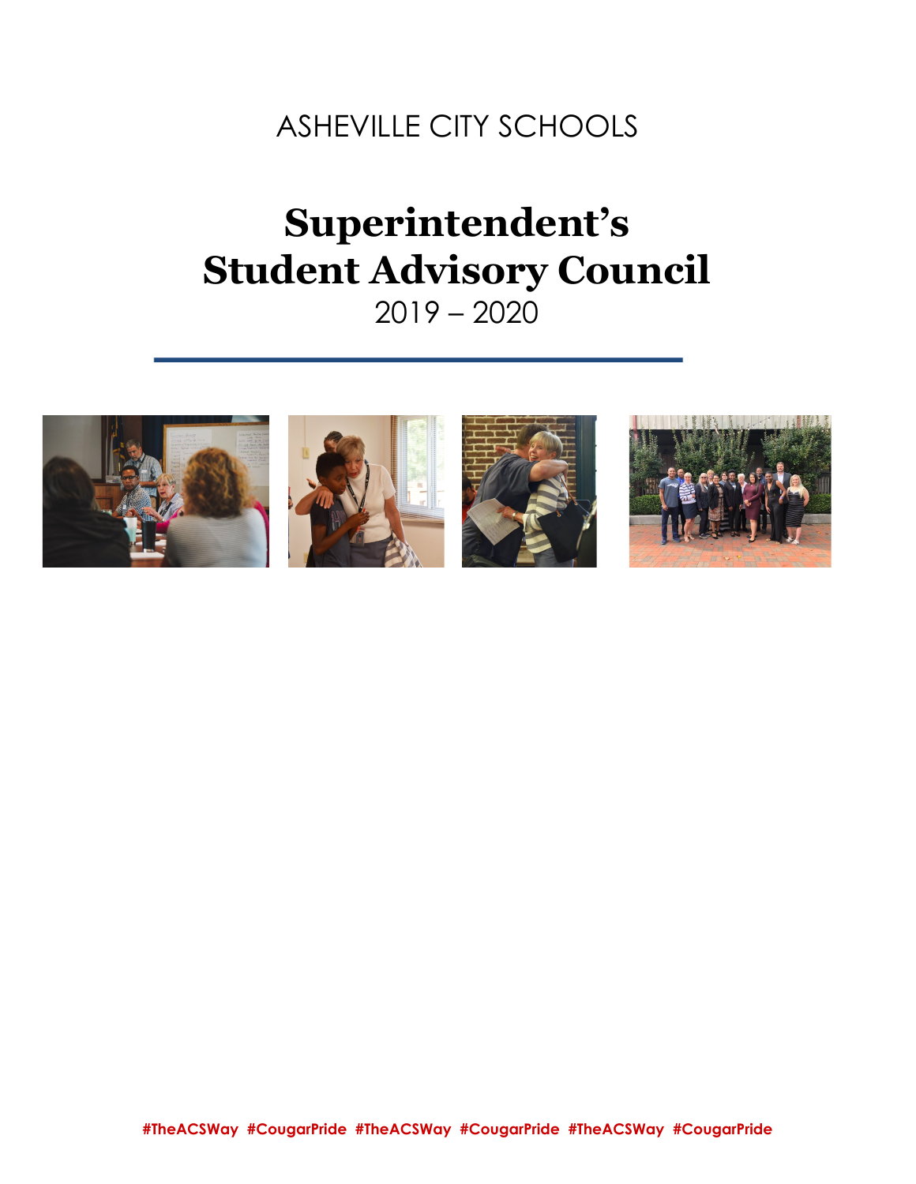ASHEVILLE CITY SCHOOLS

# Superintendent's Student Advisory Council

2019 – 2020

**#TheACSWay #CougarPride #TheACSWay #CougarPride #TheACSWay #CougarPride**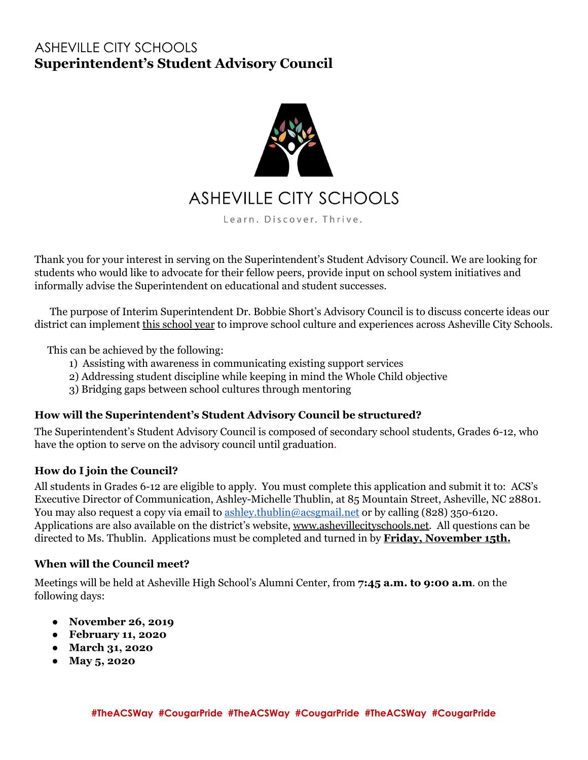ASHEVILLE CITY SCHOOLS

# Superintendent's Student Advisory Council

ASHEVILLE CITY SCHOOLS

Learn. Discover. Thrive.

Thank you for your interest in serving on the Superintendent's Student Advisory Council. We are looking for students who would like to advocate for their fellow peers, provide input on school system initiatives and informally advise the Superintendent on educational and student successes.

The purpose of Interim Superintendent Dr. Bobbie Short's Advisory Council is to discuss concerte ideas our district can implement this school year to improve school culture and experiences across Asheville City Schools.

This can be achieved by the following:

1) Assisting with awareness in communicating existing support services
2) Addressing student discipline while keeping in mind the Whole Child objective
3) Bridging gaps between school cultures through mentoring

### How will the Superintendent's Student Advisory Council be structured?

The Superintendent's Student Advisory Council is composed of secondary school students, Grades 6-12, who have the option to serve on the advisory council until graduation.

### How do I join the Council?

All students in Grades 6-12 are eligible to apply. You must complete this application and submit it to: ACS's Executive Director of Communication, Ashley-Michelle Thublin, at 85 Mountain Street, Asheville, NC 28801. You may also request a copy via email to ashley.thublin@acsgmail.net or by calling (828) 350-6120. Applications are also available on the district's website, www.ashevillecityschools.net. All questions can be directed to Ms. Thublin. Applications must be completed and turned in by **Friday, November 15th.**

### When will the Council meet?

Meetings will be held at Asheville High School's Alumni Center, from **7:45 a.m. to 9:00 a.m**. on the following days:

- **November 26, 2019**
- **February 11, 2020**
- **March 31, 2020**
- **May 5, 2020**

**#TheACSWay #CougarPride #TheACSWay #CougarPride #TheACSWay #CougarPride**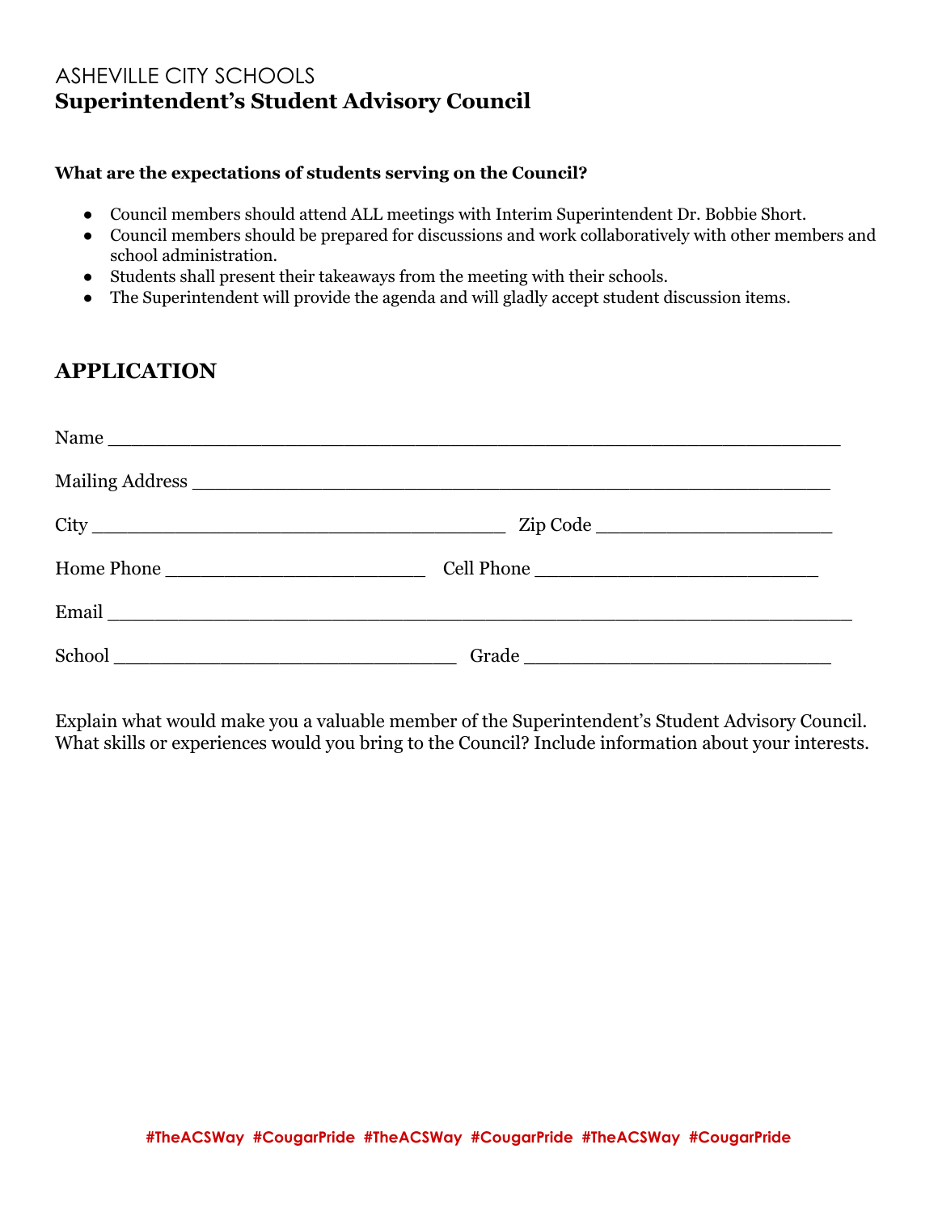ASHEVILLE CITY SCHOOLS
# Superintendent's Student Advisory Council

**What are the expectations of students serving on the Council?**

- Council members should attend ALL meetings with Interim Superintendent Dr. Bobbie Short.
- Council members should be prepared for discussions and work collaboratively with other members and school administration.
- Students shall present their takeaways from the meeting with their schools.
- The Superintendent will provide the agenda and will gladly accept student discussion items.

## APPLICATION

Name ____________________________________________________________

Mailing Address ____________________________________________________

City ________________________________ Zip Code ____________________

Home Phone ______________________ Cell Phone _______________________

Email ____________________________________________________________

School ___________________________ Grade ________________________

Explain what would make you a valuable member of the Superintendent's Student Advisory Council. What skills or experiences would you bring to the Council? Include information about your interests.

#TheACSWay #CougarPride #TheACSWay #CougarPride #TheACSWay #CougarPride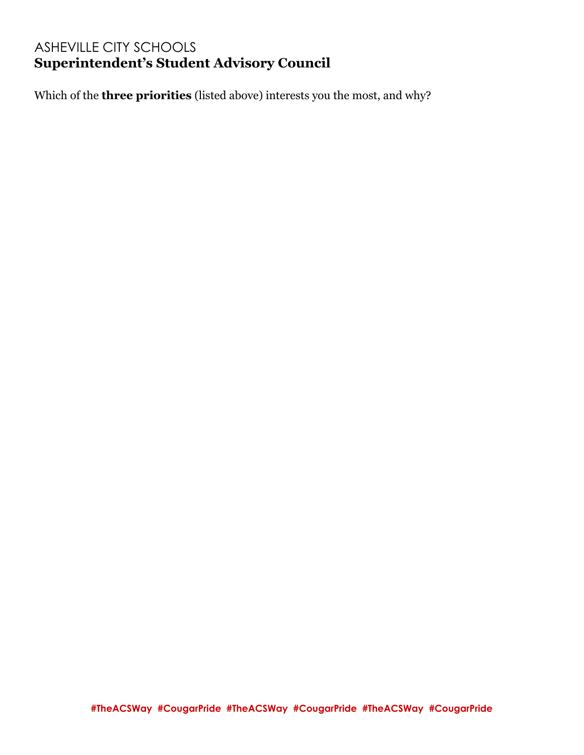ASHEVILLE CITY SCHOOLS
**Superintendent's Student Advisory Council**

Which of the **three priorities** (listed above) interests you the most, and why?

**#TheACSWay #CougarPride #TheACSWay #CougarPride #TheACSWay #CougarPride**